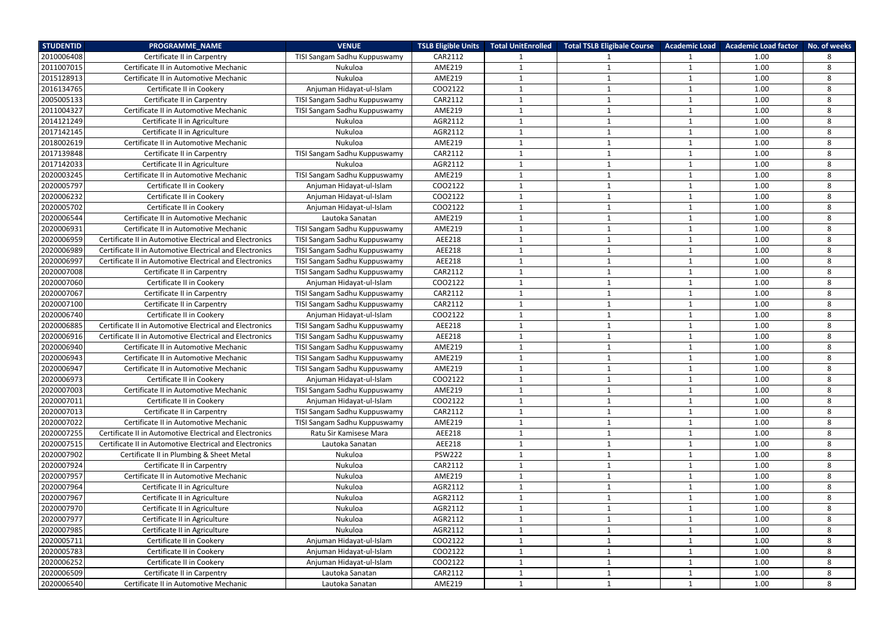| STUDENTID | PROGRAMME_NAME | VENUE | TSLB Eligible Units | Total UnitEnrolled | Total TSLB Eligibale Course | Academic Load | Academic Load factor | No. of weeks |
|---|---|---|---|---|---|---|---|---|
| 2010006408 | Certificate II in Carpentry | TISI Sangam Sadhu Kuppuswamy | CAR2112 | 1 | 1 | 1 | 1.00 | 8 |
| 2011007015 | Certificate II in Automotive Mechanic | Nukuloa | AME219 | 1 | 1 | 1 | 1.00 | 8 |
| 2015128913 | Certificate II in Automotive Mechanic | Nukuloa | AME219 | 1 | 1 | 1 | 1.00 | 8 |
| 2016134765 | Certificate II in Cookery | Anjuman Hidayat-ul-Islam | COO2122 | 1 | 1 | 1 | 1.00 | 8 |
| 2005005133 | Certificate II in Carpentry | TISI Sangam Sadhu Kuppuswamy | CAR2112 | 1 | 1 | 1 | 1.00 | 8 |
| 2011004327 | Certificate II in Automotive Mechanic | TISI Sangam Sadhu Kuppuswamy | AME219 | 1 | 1 | 1 | 1.00 | 8 |
| 2014121249 | Certificate II in Agriculture | Nukuloa | AGR2112 | 1 | 1 | 1 | 1.00 | 8 |
| 2017142145 | Certificate II in Agriculture | Nukuloa | AGR2112 | 1 | 1 | 1 | 1.00 | 8 |
| 2018002619 | Certificate II in Automotive Mechanic | Nukuloa | AME219 | 1 | 1 | 1 | 1.00 | 8 |
| 2017139848 | Certificate II in Carpentry | TISI Sangam Sadhu Kuppuswamy | CAR2112 | 1 | 1 | 1 | 1.00 | 8 |
| 2017142033 | Certificate II in Agriculture | Nukuloa | AGR2112 | 1 | 1 | 1 | 1.00 | 8 |
| 2020003245 | Certificate II in Automotive Mechanic | TISI Sangam Sadhu Kuppuswamy | AME219 | 1 | 1 | 1 | 1.00 | 8 |
| 2020005797 | Certificate II in Cookery | Anjuman Hidayat-ul-Islam | COO2122 | 1 | 1 | 1 | 1.00 | 8 |
| 2020006232 | Certificate II in Cookery | Anjuman Hidayat-ul-Islam | COO2122 | 1 | 1 | 1 | 1.00 | 8 |
| 2020005702 | Certificate II in Cookery | Anjuman Hidayat-ul-Islam | COO2122 | 1 | 1 | 1 | 1.00 | 8 |
| 2020006544 | Certificate II in Automotive Mechanic | Lautoka Sanatan | AME219 | 1 | 1 | 1 | 1.00 | 8 |
| 2020006931 | Certificate II in Automotive Mechanic | TISI Sangam Sadhu Kuppuswamy | AME219 | 1 | 1 | 1 | 1.00 | 8 |
| 2020006959 | Certificate II in Automotive Electrical and Electronics | TISI Sangam Sadhu Kuppuswamy | AEE218 | 1 | 1 | 1 | 1.00 | 8 |
| 2020006989 | Certificate II in Automotive Electrical and Electronics | TISI Sangam Sadhu Kuppuswamy | AEE218 | 1 | 1 | 1 | 1.00 | 8 |
| 2020006997 | Certificate II in Automotive Electrical and Electronics | TISI Sangam Sadhu Kuppuswamy | AEE218 | 1 | 1 | 1 | 1.00 | 8 |
| 2020007008 | Certificate II in Carpentry | TISI Sangam Sadhu Kuppuswamy | CAR2112 | 1 | 1 | 1 | 1.00 | 8 |
| 2020007060 | Certificate II in Cookery | Anjuman Hidayat-ul-Islam | COO2122 | 1 | 1 | 1 | 1.00 | 8 |
| 2020007067 | Certificate II in Carpentry | TISI Sangam Sadhu Kuppuswamy | CAR2112 | 1 | 1 | 1 | 1.00 | 8 |
| 2020007100 | Certificate II in Carpentry | TISI Sangam Sadhu Kuppuswamy | CAR2112 | 1 | 1 | 1 | 1.00 | 8 |
| 2020006740 | Certificate II in Cookery | Anjuman Hidayat-ul-Islam | COO2122 | 1 | 1 | 1 | 1.00 | 8 |
| 2020006885 | Certificate II in Automotive Electrical and Electronics | TISI Sangam Sadhu Kuppuswamy | AEE218 | 1 | 1 | 1 | 1.00 | 8 |
| 2020006916 | Certificate II in Automotive Electrical and Electronics | TISI Sangam Sadhu Kuppuswamy | AEE218 | 1 | 1 | 1 | 1.00 | 8 |
| 2020006940 | Certificate II in Automotive Mechanic | TISI Sangam Sadhu Kuppuswamy | AME219 | 1 | 1 | 1 | 1.00 | 8 |
| 2020006943 | Certificate II in Automotive Mechanic | TISI Sangam Sadhu Kuppuswamy | AME219 | 1 | 1 | 1 | 1.00 | 8 |
| 2020006947 | Certificate II in Automotive Mechanic | TISI Sangam Sadhu Kuppuswamy | AME219 | 1 | 1 | 1 | 1.00 | 8 |
| 2020006973 | Certificate II in Cookery | Anjuman Hidayat-ul-Islam | COO2122 | 1 | 1 | 1 | 1.00 | 8 |
| 2020007003 | Certificate II in Automotive Mechanic | TISI Sangam Sadhu Kuppuswamy | AME219 | 1 | 1 | 1 | 1.00 | 8 |
| 2020007011 | Certificate II in Cookery | Anjuman Hidayat-ul-Islam | COO2122 | 1 | 1 | 1 | 1.00 | 8 |
| 2020007013 | Certificate II in Carpentry | TISI Sangam Sadhu Kuppuswamy | CAR2112 | 1 | 1 | 1 | 1.00 | 8 |
| 2020007022 | Certificate II in Automotive Mechanic | TISI Sangam Sadhu Kuppuswamy | AME219 | 1 | 1 | 1 | 1.00 | 8 |
| 2020007255 | Certificate II in Automotive Electrical and Electronics | Ratu Sir Kamisese Mara | AEE218 | 1 | 1 | 1 | 1.00 | 8 |
| 2020007515 | Certificate II in Automotive Electrical and Electronics | Lautoka Sanatan | AEE218 | 1 | 1 | 1 | 1.00 | 8 |
| 2020007902 | Certificate II in Plumbing & Sheet Metal | Nukuloa | PSW222 | 1 | 1 | 1 | 1.00 | 8 |
| 2020007924 | Certificate II in Carpentry | Nukuloa | CAR2112 | 1 | 1 | 1 | 1.00 | 8 |
| 2020007957 | Certificate II in Automotive Mechanic | Nukuloa | AME219 | 1 | 1 | 1 | 1.00 | 8 |
| 2020007964 | Certificate II in Agriculture | Nukuloa | AGR2112 | 1 | 1 | 1 | 1.00 | 8 |
| 2020007967 | Certificate II in Agriculture | Nukuloa | AGR2112 | 1 | 1 | 1 | 1.00 | 8 |
| 2020007970 | Certificate II in Agriculture | Nukuloa | AGR2112 | 1 | 1 | 1 | 1.00 | 8 |
| 2020007977 | Certificate II in Agriculture | Nukuloa | AGR2112 | 1 | 1 | 1 | 1.00 | 8 |
| 2020007985 | Certificate II in Agriculture | Nukuloa | AGR2112 | 1 | 1 | 1 | 1.00 | 8 |
| 2020005711 | Certificate II in Cookery | Anjuman Hidayat-ul-Islam | COO2122 | 1 | 1 | 1 | 1.00 | 8 |
| 2020005783 | Certificate II in Cookery | Anjuman Hidayat-ul-Islam | COO2122 | 1 | 1 | 1 | 1.00 | 8 |
| 2020006252 | Certificate II in Cookery | Anjuman Hidayat-ul-Islam | COO2122 | 1 | 1 | 1 | 1.00 | 8 |
| 2020006509 | Certificate II in Carpentry | Lautoka Sanatan | CAR2112 | 1 | 1 | 1 | 1.00 | 8 |
| 2020006540 | Certificate II in Automotive Mechanic | Lautoka Sanatan | AME219 | 1 | 1 | 1 | 1.00 | 8 |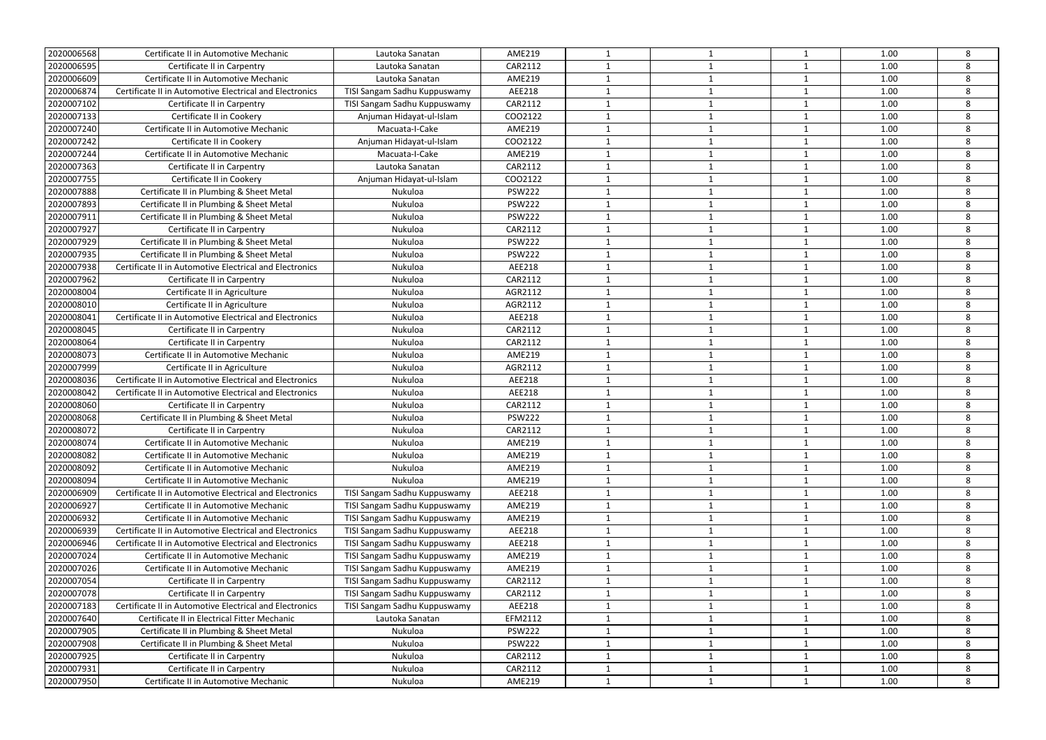| | | | | | | | | |
|---|---|---|---|---|---|---|---|---|
| 2020006568 | Certificate II in Automotive Mechanic | Lautoka Sanatan | AME219 | 1 | 1 | 1 | 1.00 | 8 |
| 2020006595 | Certificate II in Carpentry | Lautoka Sanatan | CAR2112 | 1 | 1 | 1 | 1.00 | 8 |
| 2020006609 | Certificate II in Automotive Mechanic | Lautoka Sanatan | AME219 | 1 | 1 | 1 | 1.00 | 8 |
| 2020006874 | Certificate II in Automotive Electrical and Electronics | TISI Sangam Sadhu Kuppuswamy | AEE218 | 1 | 1 | 1 | 1.00 | 8 |
| 2020007102 | Certificate II in Carpentry | TISI Sangam Sadhu Kuppuswamy | CAR2112 | 1 | 1 | 1 | 1.00 | 8 |
| 2020007133 | Certificate II in Cookery | Anjuman Hidayat-ul-Islam | COO2122 | 1 | 1 | 1 | 1.00 | 8 |
| 2020007240 | Certificate II in Automotive Mechanic | Macuata-I-Cake | AME219 | 1 | 1 | 1 | 1.00 | 8 |
| 2020007242 | Certificate II in Cookery | Anjuman Hidayat-ul-Islam | COO2122 | 1 | 1 | 1 | 1.00 | 8 |
| 2020007244 | Certificate II in Automotive Mechanic | Macuata-I-Cake | AME219 | 1 | 1 | 1 | 1.00 | 8 |
| 2020007363 | Certificate II in Carpentry | Lautoka Sanatan | CAR2112 | 1 | 1 | 1 | 1.00 | 8 |
| 2020007755 | Certificate II in Cookery | Anjuman Hidayat-ul-Islam | COO2122 | 1 | 1 | 1 | 1.00 | 8 |
| 2020007888 | Certificate II in Plumbing & Sheet Metal | Nukuloa | PSW222 | 1 | 1 | 1 | 1.00 | 8 |
| 2020007893 | Certificate II in Plumbing & Sheet Metal | Nukuloa | PSW222 | 1 | 1 | 1 | 1.00 | 8 |
| 2020007911 | Certificate II in Plumbing & Sheet Metal | Nukuloa | PSW222 | 1 | 1 | 1 | 1.00 | 8 |
| 2020007927 | Certificate II in Carpentry | Nukuloa | CAR2112 | 1 | 1 | 1 | 1.00 | 8 |
| 2020007929 | Certificate II in Plumbing & Sheet Metal | Nukuloa | PSW222 | 1 | 1 | 1 | 1.00 | 8 |
| 2020007935 | Certificate II in Plumbing & Sheet Metal | Nukuloa | PSW222 | 1 | 1 | 1 | 1.00 | 8 |
| 2020007938 | Certificate II in Automotive Electrical and Electronics | Nukuloa | AEE218 | 1 | 1 | 1 | 1.00 | 8 |
| 2020007962 | Certificate II in Carpentry | Nukuloa | CAR2112 | 1 | 1 | 1 | 1.00 | 8 |
| 2020008004 | Certificate II in Agriculture | Nukuloa | AGR2112 | 1 | 1 | 1 | 1.00 | 8 |
| 2020008010 | Certificate II in Agriculture | Nukuloa | AGR2112 | 1 | 1 | 1 | 1.00 | 8 |
| 2020008041 | Certificate II in Automotive Electrical and Electronics | Nukuloa | AEE218 | 1 | 1 | 1 | 1.00 | 8 |
| 2020008045 | Certificate II in Carpentry | Nukuloa | CAR2112 | 1 | 1 | 1 | 1.00 | 8 |
| 2020008064 | Certificate II in Carpentry | Nukuloa | CAR2112 | 1 | 1 | 1 | 1.00 | 8 |
| 2020008073 | Certificate II in Automotive Mechanic | Nukuloa | AME219 | 1 | 1 | 1 | 1.00 | 8 |
| 2020007999 | Certificate II in Agriculture | Nukuloa | AGR2112 | 1 | 1 | 1 | 1.00 | 8 |
| 2020008036 | Certificate II in Automotive Electrical and Electronics | Nukuloa | AEE218 | 1 | 1 | 1 | 1.00 | 8 |
| 2020008042 | Certificate II in Automotive Electrical and Electronics | Nukuloa | AEE218 | 1 | 1 | 1 | 1.00 | 8 |
| 2020008060 | Certificate II in Carpentry | Nukuloa | CAR2112 | 1 | 1 | 1 | 1.00 | 8 |
| 2020008068 | Certificate II in Plumbing & Sheet Metal | Nukuloa | PSW222 | 1 | 1 | 1 | 1.00 | 8 |
| 2020008072 | Certificate II in Carpentry | Nukuloa | CAR2112 | 1 | 1 | 1 | 1.00 | 8 |
| 2020008074 | Certificate II in Automotive Mechanic | Nukuloa | AME219 | 1 | 1 | 1 | 1.00 | 8 |
| 2020008082 | Certificate II in Automotive Mechanic | Nukuloa | AME219 | 1 | 1 | 1 | 1.00 | 8 |
| 2020008092 | Certificate II in Automotive Mechanic | Nukuloa | AME219 | 1 | 1 | 1 | 1.00 | 8 |
| 2020008094 | Certificate II in Automotive Mechanic | Nukuloa | AME219 | 1 | 1 | 1 | 1.00 | 8 |
| 2020006909 | Certificate II in Automotive Electrical and Electronics | TISI Sangam Sadhu Kuppuswamy | AEE218 | 1 | 1 | 1 | 1.00 | 8 |
| 2020006927 | Certificate II in Automotive Mechanic | TISI Sangam Sadhu Kuppuswamy | AME219 | 1 | 1 | 1 | 1.00 | 8 |
| 2020006932 | Certificate II in Automotive Mechanic | TISI Sangam Sadhu Kuppuswamy | AME219 | 1 | 1 | 1 | 1.00 | 8 |
| 2020006939 | Certificate II in Automotive Electrical and Electronics | TISI Sangam Sadhu Kuppuswamy | AEE218 | 1 | 1 | 1 | 1.00 | 8 |
| 2020006946 | Certificate II in Automotive Electrical and Electronics | TISI Sangam Sadhu Kuppuswamy | AEE218 | 1 | 1 | 1 | 1.00 | 8 |
| 2020007024 | Certificate II in Automotive Mechanic | TISI Sangam Sadhu Kuppuswamy | AME219 | 1 | 1 | 1 | 1.00 | 8 |
| 2020007026 | Certificate II in Automotive Mechanic | TISI Sangam Sadhu Kuppuswamy | AME219 | 1 | 1 | 1 | 1.00 | 8 |
| 2020007054 | Certificate II in Carpentry | TISI Sangam Sadhu Kuppuswamy | CAR2112 | 1 | 1 | 1 | 1.00 | 8 |
| 2020007078 | Certificate II in Carpentry | TISI Sangam Sadhu Kuppuswamy | CAR2112 | 1 | 1 | 1 | 1.00 | 8 |
| 2020007183 | Certificate II in Automotive Electrical and Electronics | TISI Sangam Sadhu Kuppuswamy | AEE218 | 1 | 1 | 1 | 1.00 | 8 |
| 2020007640 | Certificate II in Electrical Fitter Mechanic | Lautoka Sanatan | EFM2112 | 1 | 1 | 1 | 1.00 | 8 |
| 2020007905 | Certificate II in Plumbing & Sheet Metal | Nukuloa | PSW222 | 1 | 1 | 1 | 1.00 | 8 |
| 2020007908 | Certificate II in Plumbing & Sheet Metal | Nukuloa | PSW222 | 1 | 1 | 1 | 1.00 | 8 |
| 2020007925 | Certificate II in Carpentry | Nukuloa | CAR2112 | 1 | 1 | 1 | 1.00 | 8 |
| 2020007931 | Certificate II in Carpentry | Nukuloa | CAR2112 | 1 | 1 | 1 | 1.00 | 8 |
| 2020007950 | Certificate II in Automotive Mechanic | Nukuloa | AME219 | 1 | 1 | 1 | 1.00 | 8 |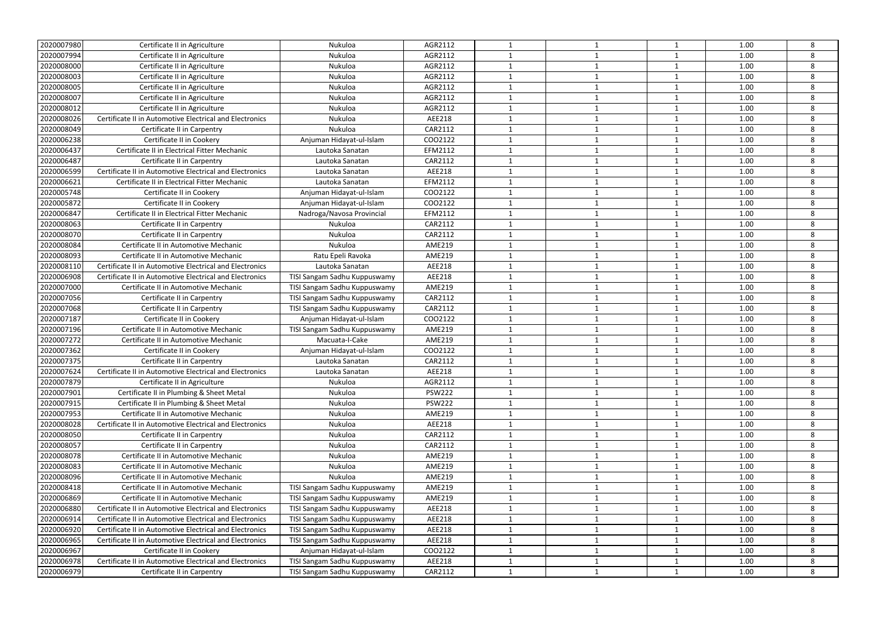| | | | | | | | | |
|---|---|---|---|---|---|---|---|---|
| 2020007980 | Certificate II in Agriculture | Nukuloa | AGR2112 | 1 | 1 | 1 | 1.00 | 8 |
| 2020007994 | Certificate II in Agriculture | Nukuloa | AGR2112 | 1 | 1 | 1 | 1.00 | 8 |
| 2020008000 | Certificate II in Agriculture | Nukuloa | AGR2112 | 1 | 1 | 1 | 1.00 | 8 |
| 2020008003 | Certificate II in Agriculture | Nukuloa | AGR2112 | 1 | 1 | 1 | 1.00 | 8 |
| 2020008005 | Certificate II in Agriculture | Nukuloa | AGR2112 | 1 | 1 | 1 | 1.00 | 8 |
| 2020008007 | Certificate II in Agriculture | Nukuloa | AGR2112 | 1 | 1 | 1 | 1.00 | 8 |
| 2020008012 | Certificate II in Agriculture | Nukuloa | AGR2112 | 1 | 1 | 1 | 1.00 | 8 |
| 2020008026 | Certificate II in Automotive Electrical and Electronics | Nukuloa | AEE218 | 1 | 1 | 1 | 1.00 | 8 |
| 2020008049 | Certificate II in Carpentry | Nukuloa | CAR2112 | 1 | 1 | 1 | 1.00 | 8 |
| 2020006238 | Certificate II in Cookery | Anjuman Hidayat-ul-Islam | COO2122 | 1 | 1 | 1 | 1.00 | 8 |
| 2020006437 | Certificate II in Electrical Fitter Mechanic | Lautoka Sanatan | EFM2112 | 1 | 1 | 1 | 1.00 | 8 |
| 2020006487 | Certificate II in Carpentry | Lautoka Sanatan | CAR2112 | 1 | 1 | 1 | 1.00 | 8 |
| 2020006599 | Certificate II in Automotive Electrical and Electronics | Lautoka Sanatan | AEE218 | 1 | 1 | 1 | 1.00 | 8 |
| 2020006621 | Certificate II in Electrical Fitter Mechanic | Lautoka Sanatan | EFM2112 | 1 | 1 | 1 | 1.00 | 8 |
| 2020005748 | Certificate II in Cookery | Anjuman Hidayat-ul-Islam | COO2122 | 1 | 1 | 1 | 1.00 | 8 |
| 2020005872 | Certificate II in Cookery | Anjuman Hidayat-ul-Islam | COO2122 | 1 | 1 | 1 | 1.00 | 8 |
| 2020006847 | Certificate II in Electrical Fitter Mechanic | Nadroga/Navosa Provincial | EFM2112 | 1 | 1 | 1 | 1.00 | 8 |
| 2020008063 | Certificate II in Carpentry | Nukuloa | CAR2112 | 1 | 1 | 1 | 1.00 | 8 |
| 2020008070 | Certificate II in Carpentry | Nukuloa | CAR2112 | 1 | 1 | 1 | 1.00 | 8 |
| 2020008084 | Certificate II in Automotive Mechanic | Nukuloa | AME219 | 1 | 1 | 1 | 1.00 | 8 |
| 2020008093 | Certificate II in Automotive Mechanic | Ratu Epeli Ravoka | AME219 | 1 | 1 | 1 | 1.00 | 8 |
| 2020008110 | Certificate II in Automotive Electrical and Electronics | Lautoka Sanatan | AEE218 | 1 | 1 | 1 | 1.00 | 8 |
| 2020006908 | Certificate II in Automotive Electrical and Electronics | TISI Sangam Sadhu Kuppuswamy | AEE218 | 1 | 1 | 1 | 1.00 | 8 |
| 2020007000 | Certificate II in Automotive Mechanic | TISI Sangam Sadhu Kuppuswamy | AME219 | 1 | 1 | 1 | 1.00 | 8 |
| 2020007056 | Certificate II in Carpentry | TISI Sangam Sadhu Kuppuswamy | CAR2112 | 1 | 1 | 1 | 1.00 | 8 |
| 2020007068 | Certificate II in Carpentry | TISI Sangam Sadhu Kuppuswamy | CAR2112 | 1 | 1 | 1 | 1.00 | 8 |
| 2020007187 | Certificate II in Cookery | Anjuman Hidayat-ul-Islam | COO2122 | 1 | 1 | 1 | 1.00 | 8 |
| 2020007196 | Certificate II in Automotive Mechanic | TISI Sangam Sadhu Kuppuswamy | AME219 | 1 | 1 | 1 | 1.00 | 8 |
| 2020007272 | Certificate II in Automotive Mechanic | Macuata-I-Cake | AME219 | 1 | 1 | 1 | 1.00 | 8 |
| 2020007362 | Certificate II in Cookery | Anjuman Hidayat-ul-Islam | COO2122 | 1 | 1 | 1 | 1.00 | 8 |
| 2020007375 | Certificate II in Carpentry | Lautoka Sanatan | CAR2112 | 1 | 1 | 1 | 1.00 | 8 |
| 2020007624 | Certificate II in Automotive Electrical and Electronics | Lautoka Sanatan | AEE218 | 1 | 1 | 1 | 1.00 | 8 |
| 2020007879 | Certificate II in Agriculture | Nukuloa | AGR2112 | 1 | 1 | 1 | 1.00 | 8 |
| 2020007901 | Certificate II in Plumbing & Sheet Metal | Nukuloa | PSW222 | 1 | 1 | 1 | 1.00 | 8 |
| 2020007915 | Certificate II in Plumbing & Sheet Metal | Nukuloa | PSW222 | 1 | 1 | 1 | 1.00 | 8 |
| 2020007953 | Certificate II in Automotive Mechanic | Nukuloa | AME219 | 1 | 1 | 1 | 1.00 | 8 |
| 2020008028 | Certificate II in Automotive Electrical and Electronics | Nukuloa | AEE218 | 1 | 1 | 1 | 1.00 | 8 |
| 2020008050 | Certificate II in Carpentry | Nukuloa | CAR2112 | 1 | 1 | 1 | 1.00 | 8 |
| 2020008057 | Certificate II in Carpentry | Nukuloa | CAR2112 | 1 | 1 | 1 | 1.00 | 8 |
| 2020008078 | Certificate II in Automotive Mechanic | Nukuloa | AME219 | 1 | 1 | 1 | 1.00 | 8 |
| 2020008083 | Certificate II in Automotive Mechanic | Nukuloa | AME219 | 1 | 1 | 1 | 1.00 | 8 |
| 2020008096 | Certificate II in Automotive Mechanic | Nukuloa | AME219 | 1 | 1 | 1 | 1.00 | 8 |
| 2020008418 | Certificate II in Automotive Mechanic | TISI Sangam Sadhu Kuppuswamy | AME219 | 1 | 1 | 1 | 1.00 | 8 |
| 2020006869 | Certificate II in Automotive Mechanic | TISI Sangam Sadhu Kuppuswamy | AME219 | 1 | 1 | 1 | 1.00 | 8 |
| 2020006880 | Certificate II in Automotive Electrical and Electronics | TISI Sangam Sadhu Kuppuswamy | AEE218 | 1 | 1 | 1 | 1.00 | 8 |
| 2020006914 | Certificate II in Automotive Electrical and Electronics | TISI Sangam Sadhu Kuppuswamy | AEE218 | 1 | 1 | 1 | 1.00 | 8 |
| 2020006920 | Certificate II in Automotive Electrical and Electronics | TISI Sangam Sadhu Kuppuswamy | AEE218 | 1 | 1 | 1 | 1.00 | 8 |
| 2020006965 | Certificate II in Automotive Electrical and Electronics | TISI Sangam Sadhu Kuppuswamy | AEE218 | 1 | 1 | 1 | 1.00 | 8 |
| 2020006967 | Certificate II in Cookery | Anjuman Hidayat-ul-Islam | COO2122 | 1 | 1 | 1 | 1.00 | 8 |
| 2020006978 | Certificate II in Automotive Electrical and Electronics | TISI Sangam Sadhu Kuppuswamy | AEE218 | 1 | 1 | 1 | 1.00 | 8 |
| 2020006979 | Certificate II in Carpentry | TISI Sangam Sadhu Kuppuswamy | CAR2112 | 1 | 1 | 1 | 1.00 | 8 |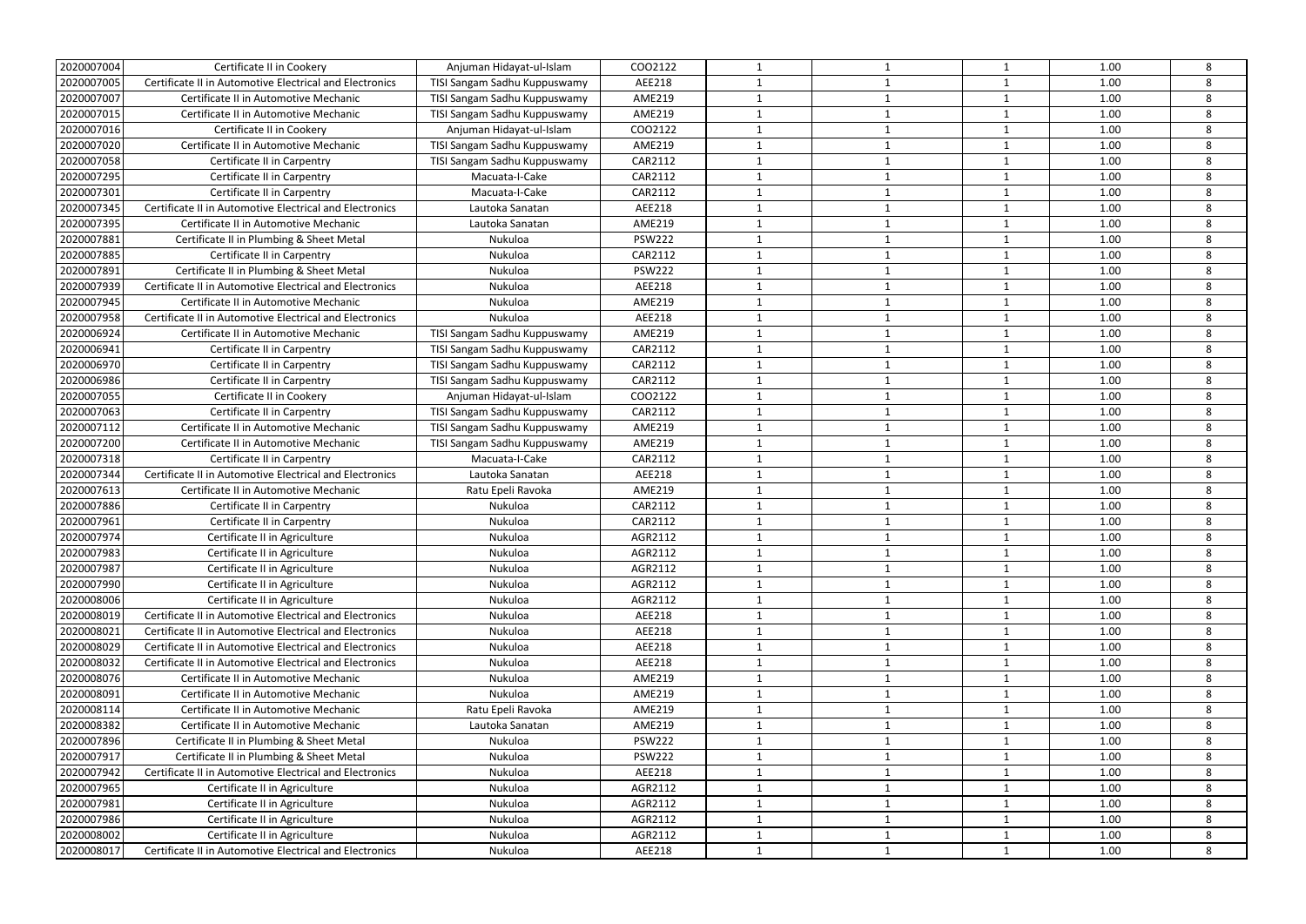| | | | | | | | | |
|---|---|---|---|---|---|---|---|---|
| 2020007004 | Certificate II in Cookery | Anjuman Hidayat-ul-Islam | COO2122 | 1 | 1 | 1 | 1.00 | 8 |
| 2020007005 | Certificate II in Automotive Electrical and Electronics | TISI Sangam Sadhu Kuppuswamy | AEE218 | 1 | 1 | 1 | 1.00 | 8 |
| 2020007007 | Certificate II in Automotive Mechanic | TISI Sangam Sadhu Kuppuswamy | AME219 | 1 | 1 | 1 | 1.00 | 8 |
| 2020007015 | Certificate II in Automotive Mechanic | TISI Sangam Sadhu Kuppuswamy | AME219 | 1 | 1 | 1 | 1.00 | 8 |
| 2020007016 | Certificate II in Cookery | Anjuman Hidayat-ul-Islam | COO2122 | 1 | 1 | 1 | 1.00 | 8 |
| 2020007020 | Certificate II in Automotive Mechanic | TISI Sangam Sadhu Kuppuswamy | AME219 | 1 | 1 | 1 | 1.00 | 8 |
| 2020007058 | Certificate II in Carpentry | TISI Sangam Sadhu Kuppuswamy | CAR2112 | 1 | 1 | 1 | 1.00 | 8 |
| 2020007295 | Certificate II in Carpentry | Macuata-I-Cake | CAR2112 | 1 | 1 | 1 | 1.00 | 8 |
| 2020007301 | Certificate II in Carpentry | Macuata-I-Cake | CAR2112 | 1 | 1 | 1 | 1.00 | 8 |
| 2020007345 | Certificate II in Automotive Electrical and Electronics | Lautoka Sanatan | AEE218 | 1 | 1 | 1 | 1.00 | 8 |
| 2020007395 | Certificate II in Automotive Mechanic | Lautoka Sanatan | AME219 | 1 | 1 | 1 | 1.00 | 8 |
| 2020007881 | Certificate II in Plumbing & Sheet Metal | Nukuloa | PSW222 | 1 | 1 | 1 | 1.00 | 8 |
| 2020007885 | Certificate II in Carpentry | Nukuloa | CAR2112 | 1 | 1 | 1 | 1.00 | 8 |
| 2020007891 | Certificate II in Plumbing & Sheet Metal | Nukuloa | PSW222 | 1 | 1 | 1 | 1.00 | 8 |
| 2020007939 | Certificate II in Automotive Electrical and Electronics | Nukuloa | AEE218 | 1 | 1 | 1 | 1.00 | 8 |
| 2020007945 | Certificate II in Automotive Mechanic | Nukuloa | AME219 | 1 | 1 | 1 | 1.00 | 8 |
| 2020007958 | Certificate II in Automotive Electrical and Electronics | Nukuloa | AEE218 | 1 | 1 | 1 | 1.00 | 8 |
| 2020006924 | Certificate II in Automotive Mechanic | TISI Sangam Sadhu Kuppuswamy | AME219 | 1 | 1 | 1 | 1.00 | 8 |
| 2020006941 | Certificate II in Carpentry | TISI Sangam Sadhu Kuppuswamy | CAR2112 | 1 | 1 | 1 | 1.00 | 8 |
| 2020006970 | Certificate II in Carpentry | TISI Sangam Sadhu Kuppuswamy | CAR2112 | 1 | 1 | 1 | 1.00 | 8 |
| 2020006986 | Certificate II in Carpentry | TISI Sangam Sadhu Kuppuswamy | CAR2112 | 1 | 1 | 1 | 1.00 | 8 |
| 2020007055 | Certificate II in Cookery | Anjuman Hidayat-ul-Islam | COO2122 | 1 | 1 | 1 | 1.00 | 8 |
| 2020007063 | Certificate II in Carpentry | TISI Sangam Sadhu Kuppuswamy | CAR2112 | 1 | 1 | 1 | 1.00 | 8 |
| 2020007112 | Certificate II in Automotive Mechanic | TISI Sangam Sadhu Kuppuswamy | AME219 | 1 | 1 | 1 | 1.00 | 8 |
| 2020007200 | Certificate II in Automotive Mechanic | TISI Sangam Sadhu Kuppuswamy | AME219 | 1 | 1 | 1 | 1.00 | 8 |
| 2020007318 | Certificate II in Carpentry | Macuata-I-Cake | CAR2112 | 1 | 1 | 1 | 1.00 | 8 |
| 2020007344 | Certificate II in Automotive Electrical and Electronics | Lautoka Sanatan | AEE218 | 1 | 1 | 1 | 1.00 | 8 |
| 2020007613 | Certificate II in Automotive Mechanic | Ratu Epeli Ravoka | AME219 | 1 | 1 | 1 | 1.00 | 8 |
| 2020007886 | Certificate II in Carpentry | Nukuloa | CAR2112 | 1 | 1 | 1 | 1.00 | 8 |
| 2020007961 | Certificate II in Carpentry | Nukuloa | CAR2112 | 1 | 1 | 1 | 1.00 | 8 |
| 2020007974 | Certificate II in Agriculture | Nukuloa | AGR2112 | 1 | 1 | 1 | 1.00 | 8 |
| 2020007983 | Certificate II in Agriculture | Nukuloa | AGR2112 | 1 | 1 | 1 | 1.00 | 8 |
| 2020007987 | Certificate II in Agriculture | Nukuloa | AGR2112 | 1 | 1 | 1 | 1.00 | 8 |
| 2020007990 | Certificate II in Agriculture | Nukuloa | AGR2112 | 1 | 1 | 1 | 1.00 | 8 |
| 2020008006 | Certificate II in Agriculture | Nukuloa | AGR2112 | 1 | 1 | 1 | 1.00 | 8 |
| 2020008019 | Certificate II in Automotive Electrical and Electronics | Nukuloa | AEE218 | 1 | 1 | 1 | 1.00 | 8 |
| 2020008021 | Certificate II in Automotive Electrical and Electronics | Nukuloa | AEE218 | 1 | 1 | 1 | 1.00 | 8 |
| 2020008029 | Certificate II in Automotive Electrical and Electronics | Nukuloa | AEE218 | 1 | 1 | 1 | 1.00 | 8 |
| 2020008032 | Certificate II in Automotive Electrical and Electronics | Nukuloa | AEE218 | 1 | 1 | 1 | 1.00 | 8 |
| 2020008076 | Certificate II in Automotive Mechanic | Nukuloa | AME219 | 1 | 1 | 1 | 1.00 | 8 |
| 2020008091 | Certificate II in Automotive Mechanic | Nukuloa | AME219 | 1 | 1 | 1 | 1.00 | 8 |
| 2020008114 | Certificate II in Automotive Mechanic | Ratu Epeli Ravoka | AME219 | 1 | 1 | 1 | 1.00 | 8 |
| 2020008382 | Certificate II in Automotive Mechanic | Lautoka Sanatan | AME219 | 1 | 1 | 1 | 1.00 | 8 |
| 2020007896 | Certificate II in Plumbing & Sheet Metal | Nukuloa | PSW222 | 1 | 1 | 1 | 1.00 | 8 |
| 2020007917 | Certificate II in Plumbing & Sheet Metal | Nukuloa | PSW222 | 1 | 1 | 1 | 1.00 | 8 |
| 2020007942 | Certificate II in Automotive Electrical and Electronics | Nukuloa | AEE218 | 1 | 1 | 1 | 1.00 | 8 |
| 2020007965 | Certificate II in Agriculture | Nukuloa | AGR2112 | 1 | 1 | 1 | 1.00 | 8 |
| 2020007981 | Certificate II in Agriculture | Nukuloa | AGR2112 | 1 | 1 | 1 | 1.00 | 8 |
| 2020007986 | Certificate II in Agriculture | Nukuloa | AGR2112 | 1 | 1 | 1 | 1.00 | 8 |
| 2020008002 | Certificate II in Agriculture | Nukuloa | AGR2112 | 1 | 1 | 1 | 1.00 | 8 |
| 2020008017 | Certificate II in Automotive Electrical and Electronics | Nukuloa | AEE218 | 1 | 1 | 1 | 1.00 | 8 |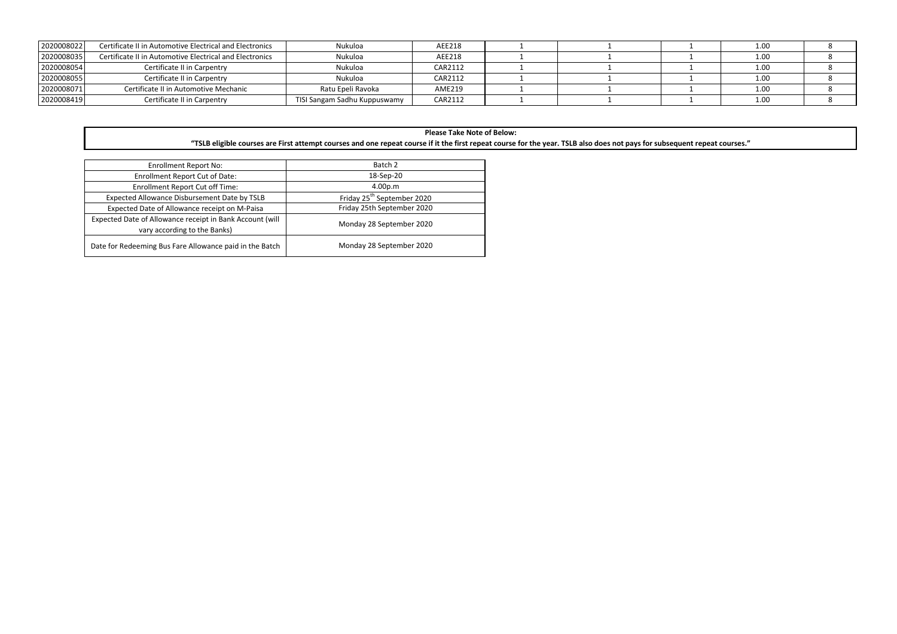| | | | | | | | | |
|---|---|---|---|---|---|---|---|---|
| 2020008022 | Certificate II in Automotive Electrical and Electronics | Nukuloa | AEE218 | 1 | 1 | 1 | 1.00 | 8 |
| 2020008035 | Certificate II in Automotive Electrical and Electronics | Nukuloa | AEE218 | 1 | 1 | 1 | 1.00 | 8 |
| 2020008054 | Certificate II in Carpentry | Nukuloa | CAR2112 | 1 | 1 | 1 | 1.00 | 8 |
| 2020008055 | Certificate II in Carpentry | Nukuloa | CAR2112 | 1 | 1 | 1 | 1.00 | 8 |
| 2020008071 | Certificate II in Automotive Mechanic | Ratu Epeli Ravoka | AME219 | 1 | 1 | 1 | 1.00 | 8 |
| 2020008419 | Certificate II in Carpentry | TISI Sangam Sadhu Kuppuswamy | CAR2112 | 1 | 1 | 1 | 1.00 | 8 |

**Please Take Note of Below:**

**"TSLB eligible courses are First attempt courses and one repeat course if it the first repeat course for the year. TSLB also does not pays for subsequent repeat courses."**

| | |
|---|---|
| Enrollment Report No: | Batch 2 |
| Enrollment Report Cut of Date: | 18-Sep-20 |
| Enrollment Report Cut off Time: | 4.00p.m |
| Expected Allowance Disbursement Date by TSLB | Friday 25th September 2020 |
| Expected Date of Allowance receipt on M-Paisa | Friday 25th September 2020 |
| Expected Date of Allowance receipt in Bank Account (will vary according to the Banks) | Monday 28 September 2020 |
| Date for Redeeming Bus Fare Allowance paid in the Batch | Monday 28 September 2020 |